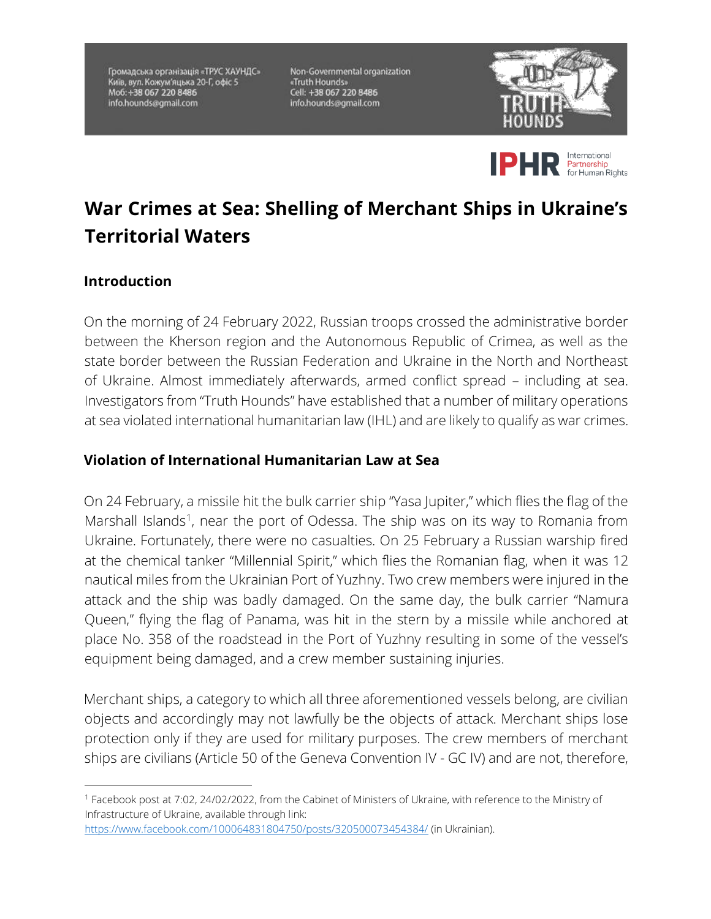Громадська організація «ТРУС ХАУНДС»
Київ, вул. Кожум'яцька 20-Г, офіс 5
Моб: +38 067 220 8486
info.hounds@gmail.com

Non-Governmental organization
«Truth Hounds»
Cell: +38 067 220 8486
info.hounds@gmail.com

# War Crimes at Sea: Shelling of Merchant Ships in Ukraine's Territorial Waters

## Introduction

On the morning of 24 February 2022, Russian troops crossed the administrative border between the Kherson region and the Autonomous Republic of Crimea, as well as the state border between the Russian Federation and Ukraine in the North and Northeast of Ukraine. Almost immediately afterwards, armed conflict spread – including at sea. Investigators from "Truth Hounds" have established that a number of military operations at sea violated international humanitarian law (IHL) and are likely to qualify as war crimes.

## Violation of International Humanitarian Law at Sea

On 24 February, a missile hit the bulk carrier ship "Yasa Jupiter," which flies the flag of the Marshall Islands[1], near the port of Odessa. The ship was on its way to Romania from Ukraine. Fortunately, there were no casualties. On 25 February a Russian warship fired at the chemical tanker "Millennial Spirit," which flies the Romanian flag, when it was 12 nautical miles from the Ukrainian Port of Yuzhny. Two crew members were injured in the attack and the ship was badly damaged. On the same day, the bulk carrier "Namura Queen," flying the flag of Panama, was hit in the stern by a missile while anchored at place No. 358 of the roadstead in the Port of Yuzhny resulting in some of the vessel's equipment being damaged, and a crew member sustaining injuries.

Merchant ships, a category to which all three aforementioned vessels belong, are civilian objects and accordingly may not lawfully be the objects of attack. Merchant ships lose protection only if they are used for military purposes. The crew members of merchant ships are civilians (Article 50 of the Geneva Convention IV - GC IV) and are not, therefore,

---

[1] Facebook post at 7:02, 24/02/2022, from the Cabinet of Ministers of Ukraine, with reference to the Ministry of Infrastructure of Ukraine, available through link: https://www.facebook.com/100064831804750/posts/320500073454384/ (in Ukrainian).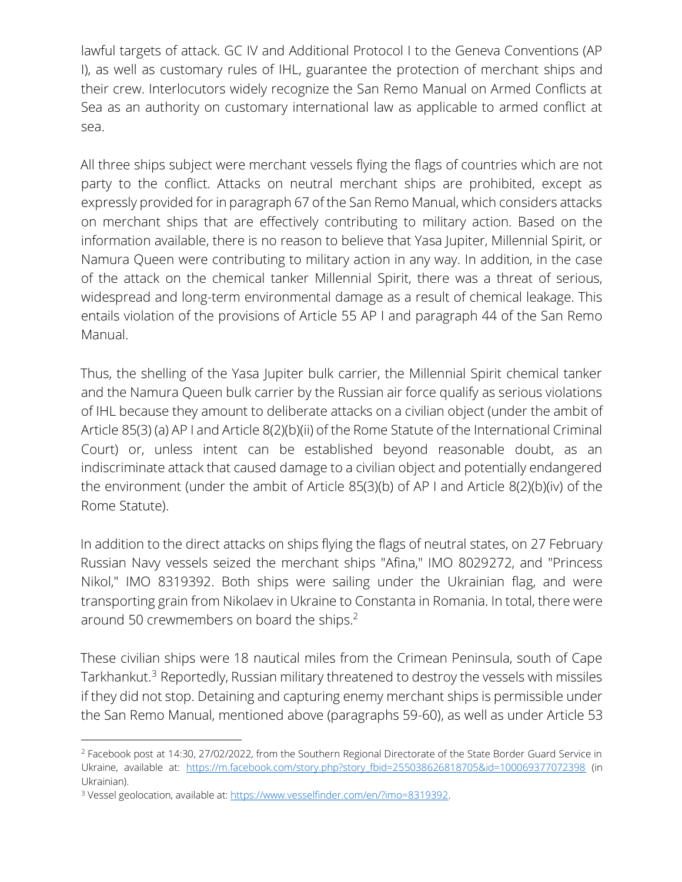lawful targets of attack. GC IV and Additional Protocol I to the Geneva Conventions (AP I), as well as customary rules of IHL, guarantee the protection of merchant ships and their crew. Interlocutors widely recognize the San Remo Manual on Armed Conflicts at Sea as an authority on customary international law as applicable to armed conflict at sea.

All three ships subject were merchant vessels flying the flags of countries which are not party to the conflict. Attacks on neutral merchant ships are prohibited, except as expressly provided for in paragraph 67 of the San Remo Manual, which considers attacks on merchant ships that are effectively contributing to military action. Based on the information available, there is no reason to believe that Yasa Jupiter, Millennial Spirit, or Namura Queen were contributing to military action in any way. In addition, in the case of the attack on the chemical tanker Millennial Spirit, there was a threat of serious, widespread and long-term environmental damage as a result of chemical leakage. This entails violation of the provisions of Article 55 AP I and paragraph 44 of the San Remo Manual.

Thus, the shelling of the Yasa Jupiter bulk carrier, the Millennial Spirit chemical tanker and the Namura Queen bulk carrier by the Russian air force qualify as serious violations of IHL because they amount to deliberate attacks on a civilian object (under the ambit of Article 85(3) (a) AP I and Article 8(2)(b)(ii) of the Rome Statute of the International Criminal Court) or, unless intent can be established beyond reasonable doubt, as an indiscriminate attack that caused damage to a civilian object and potentially endangered the environment (under the ambit of Article 85(3)(b) of AP I and Article 8(2)(b)(iv) of the Rome Statute).

In addition to the direct attacks on ships flying the flags of neutral states, on 27 February Russian Navy vessels seized the merchant ships "Afina," IMO 8029272, and "Princess Nikol," IMO 8319392. Both ships were sailing under the Ukrainian flag, and were transporting grain from Nikolaev in Ukraine to Constanta in Romania. In total, there were around 50 crewmembers on board the ships.[2]

These civilian ships were 18 nautical miles from the Crimean Peninsula, south of Cape Tarkhankut.[3] Reportedly, Russian military threatened to destroy the vessels with missiles if they did not stop. Detaining and capturing enemy merchant ships is permissible under the San Remo Manual, mentioned above (paragraphs 59-60), as well as under Article 53

---

[2] Facebook post at 14:30, 27/02/2022, from the Southern Regional Directorate of the State Border Guard Service in Ukraine, available at: https://m.facebook.com/story.php?story_fbid=255038626818705&id=100069377072398 (in Ukrainian).

[3] Vessel geolocation, available at: https://www.vesselfinder.com/en/?imo=8319392.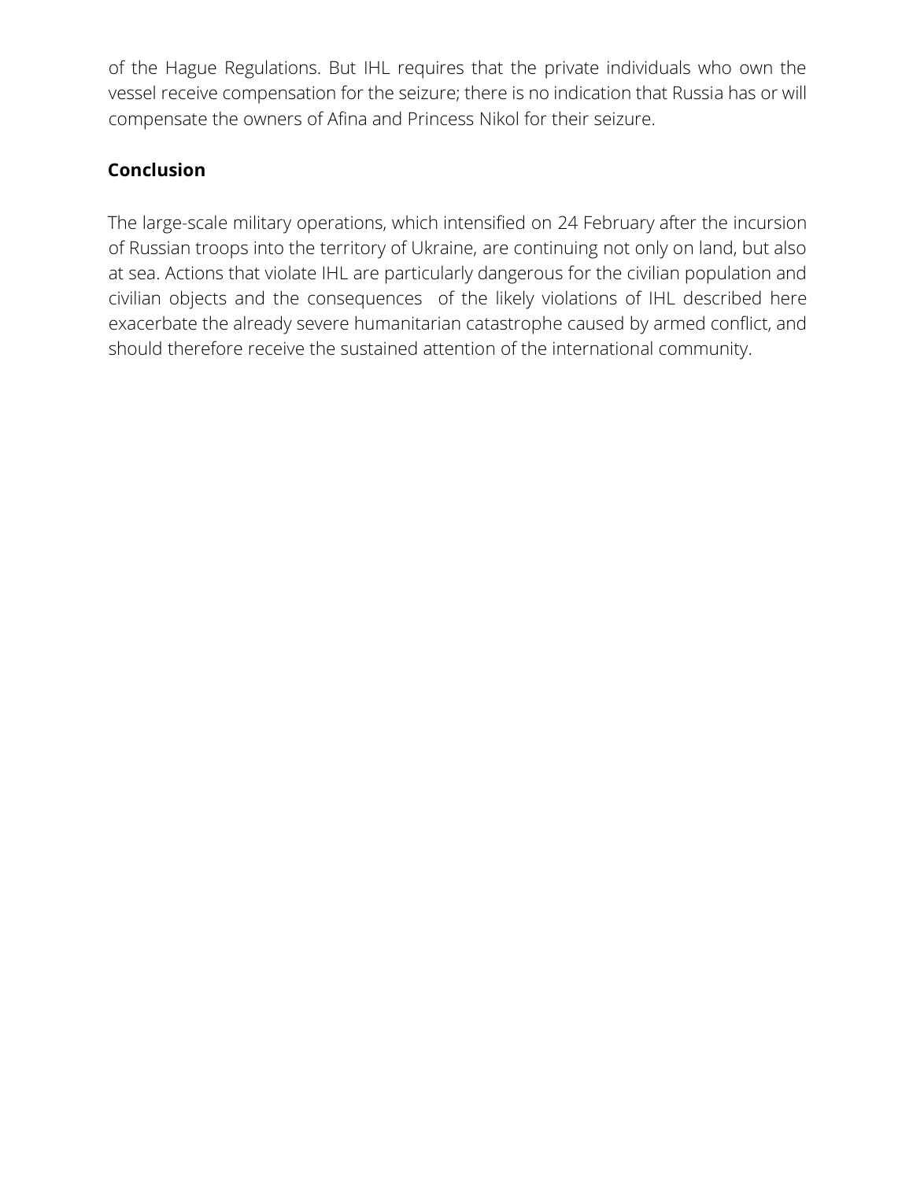of the Hague Regulations. But IHL requires that the private individuals who own the vessel receive compensation for the seizure; there is no indication that Russia has or will compensate the owners of Afina and Princess Nikol for their seizure.

## Conclusion

The large-scale military operations, which intensified on 24 February after the incursion of Russian troops into the territory of Ukraine, are continuing not only on land, but also at sea. Actions that violate IHL are particularly dangerous for the civilian population and civilian objects and the consequences of the likely violations of IHL described here exacerbate the already severe humanitarian catastrophe caused by armed conflict, and should therefore receive the sustained attention of the international community.